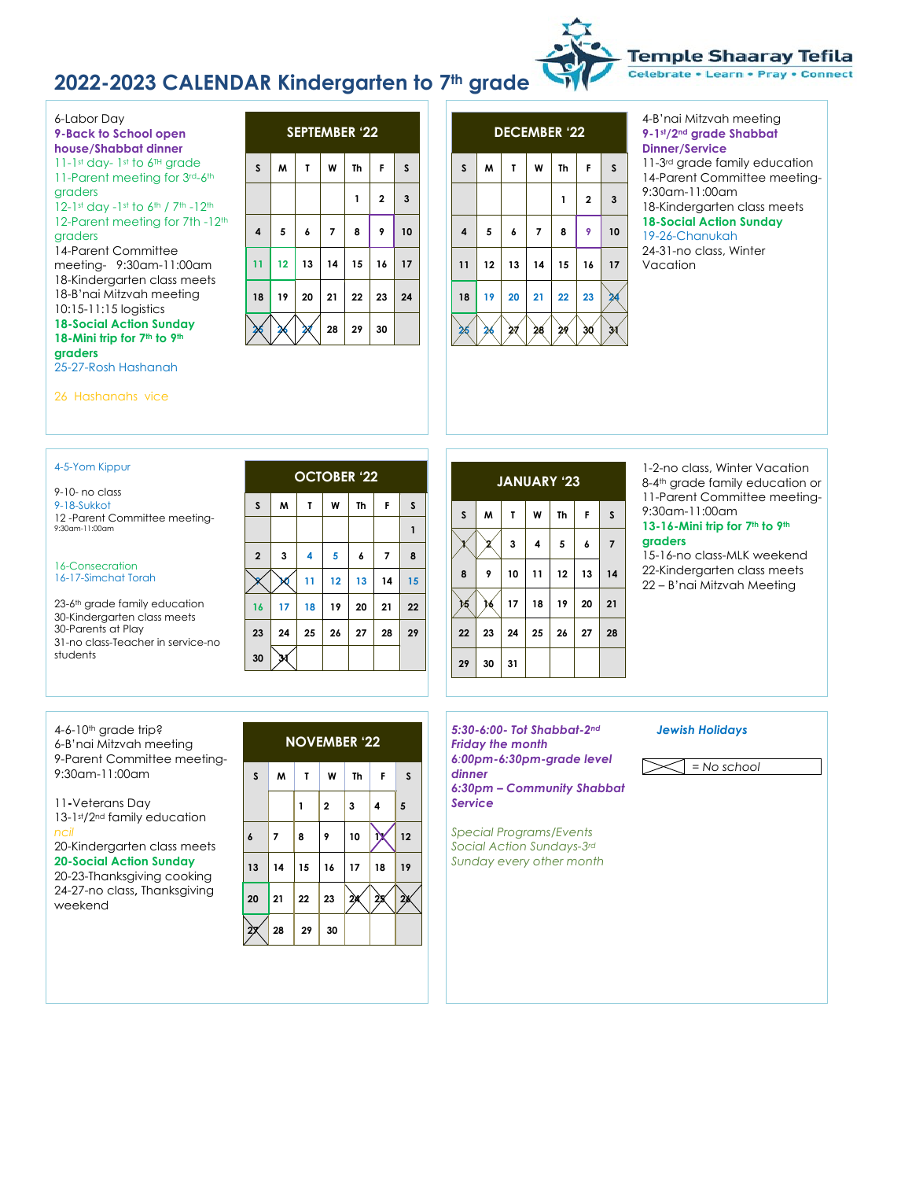# 2022-2023 CALENDAR Kindergarten to 7th grade

Temple Shaaray Tefila
Celebrate • Learn • Pray • Connect

6-Labor Day
**9-Back to School open house/Shabbat dinner**
11-1st day- 1st to 6TH grade
11-Parent meeting for 3rd-6th graders
12-1st day -1st to 6th / 7th -12th
12-Parent meeting for 7th -12th graders
14-Parent Committee meeting- 9:30am-11:00am
18-Kindergarten class meets
18-B'nai Mitzvah meeting 10:15-11:15 logistics
**18-Social Action Sunday**
**18-Mini trip for 7th to 9th graders**
25-27-Rosh Hashanah

26 Hashanahs vice

| SEPTEMBER '22 | | | | | | |
|---|---|---|---|---|---|---|
| S | M | T | W | Th | F | S |
| | | | | 1 | 2 | 3 |
| 4 | 5 | 6 | 7 | 8 | 9 | 10 |
| 11 | 12 | 13 | 14 | 15 | 16 | 17 |
| 18 | 19 | 20 | 21 | 22 | 23 | 24 |
| 25 | 26 | 27 | 28 | 29 | 30 | |

| DECEMBER '22 | | | | | | |
|---|---|---|---|---|---|---|
| S | M | T | W | Th | F | S |
| | | | | 1 | 2 | 3 |
| 4 | 5 | 6 | 7 | 8 | 9 | 10 |
| 11 | 12 | 13 | 14 | 15 | 16 | 17 |
| 18 | 19 | 20 | 21 | 22 | 23 | 24 |
| 25 | 26 | 27 | 28 | 29 | 30 | 31 |

4-B'nai Mitzvah meeting
**9-1st/2nd grade Shabbat Dinner/Service**
11-3rd grade family education
14-Parent Committee meeting- 9:30am-11:00am
18-Kindergarten class meets
**18-Social Action Sunday**
19-26-Chanukah
24-31-no class, Winter Vacation

4-5-Yom Kippur

9-10- no class
9-18-Sukkot
12 -Parent Committee meeting- 9:30am-11:00am

16-Consecration
16-17-Simchat Torah

23-6th grade family education
30-Kindergarten class meets
30-Parents at Play
31-no class-Teacher in service-no students

| OCTOBER '22 | | | | | | |
|---|---|---|---|---|---|---|
| S | M | T | W | Th | F | S |
| | | | | | | 1 |
| 2 | 3 | 4 | 5 | 6 | 7 | 8 |
| 9 | 10 | 11 | 12 | 13 | 14 | 15 |
| 16 | 17 | 18 | 19 | 20 | 21 | 22 |
| 23 | 24 | 25 | 26 | 27 | 28 | 29 |
| 30 | 31 | | | | | |

| JANUARY '23 | | | | | | |
|---|---|---|---|---|---|---|
| S | M | T | W | Th | F | S |
| 1 | 2 | 3 | 4 | 5 | 6 | 7 |
| 8 | 9 | 10 | 11 | 12 | 13 | 14 |
| 15 | 16 | 17 | 18 | 19 | 20 | 21 |
| 22 | 23 | 24 | 25 | 26 | 27 | 28 |
| 29 | 30 | 31 | | | | |

1-2-no class, Winter Vacation
8-4th grade family education or
11-Parent Committee meeting- 9:30am-11:00am
**13-16-Mini trip for 7th to 9th graders**
15-16-no class-MLK weekend
22-Kindergarten class meets
22 – B'nai Mitzvah Meeting

4-6-10th grade trip?
6-B'nai Mitzvah meeting
9-Parent Committee meeting- 9:30am-11:00am

11-Veterans Day
13-1st/2nd family education
ncil
20-Kindergarten class meets
**20-Social Action Sunday**
20-23-Thanksgiving cooking
24-27-no class, Thanksgiving weekend

| NOVEMBER '22 | | | | | | |
|---|---|---|---|---|---|---|
| S | M | T | W | Th | F | S |
| | | 1 | 2 | 3 | 4 | 5 |
| 6 | 7 | 8 | 9 | 10 | 11 | 12 |
| 13 | 14 | 15 | 16 | 17 | 18 | 19 |
| 20 | 21 | 22 | 23 | 24 | 25 | 26 |
| 27 | 28 | 29 | 30 | | | |

***5:30-6:00- Tot Shabbat-2nd Friday the month***
***6:00pm-6:30pm-grade level dinner***
***6:30pm – Community Shabbat Service***

*Special Programs/Events*
*Social Action Sundays-3rd Sunday every other month*

***Jewish Holidays***

[X] *= No school*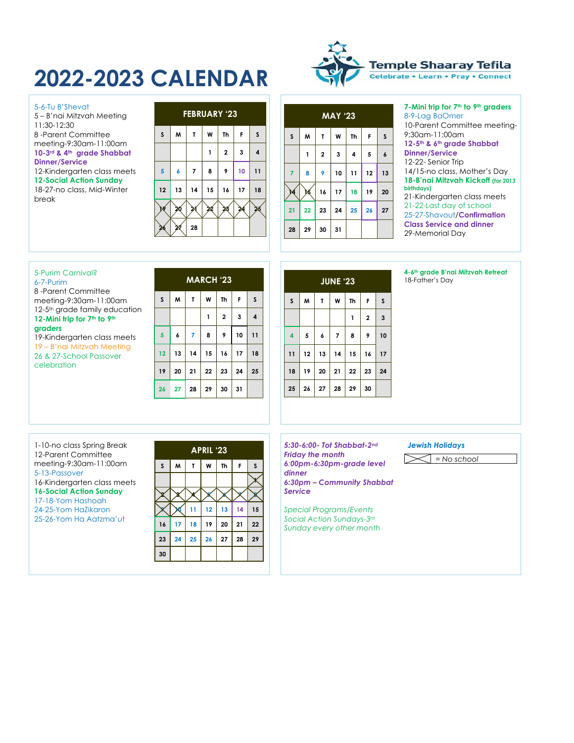# 2022-2023 CALENDAR

Temple Shaaray Tefila
Celebrate • Learn • Pray • Connect

5-6-Tu B'Shevat
5 – B'nai Mitzvah Meeting 11:30-12:30
8 -Parent Committee meeting-9:30am-11:00am
**10-3rd & 4th grade Shabbat Dinner/Service**
12-Kindergarten class meets
**12-Social Action Sunday**
18-27-no class, Mid-Winter break

| FEBRUARY '23 | | | | | | |
|---|---|---|---|---|---|---|
| S | M | T | W | Th | F | S |
| | | | 1 | 2 | 3 | 4 |
| 5 | 6 | 7 | 8 | 9 | 10 | 11 |
| 12 | 13 | 14 | 15 | 16 | 17 | 18 |
| 19 | 20 | 21 | 22 | 23 | 24 | 25 |
| 26 | 27 | 28 | | | | |

| MAY '23 | | | | | | |
|---|---|---|---|---|---|---|
| S | M | T | W | Th | F | S |
| | 1 | 2 | 3 | 4 | 5 | 6 |
| 7 | 8 | 9 | 10 | 11 | 12 | 13 |
| 14 | 15 | 16 | 17 | 18 | 19 | 20 |
| 21 | 22 | 23 | 24 | 25 | 26 | 27 |
| 28 | 29 | 30 | 31 | | | |

**7-Mini trip for 7th to 9th graders**
8-9-Lag BaOmer
10-Parent Committee meeting-9:30am-11:00am
**12-5th & 6th grade Shabbat Dinner/Service**
12-22- Senior Trip
14/15-no class, Mother's Day
**18-B'nai Mitzvah Kickoff** (for 2013 birthdays)
21-Kindergarten class meets
21-22-Last day of school
25-27-Shavout/**Confirmation Class Service and dinner**
29-Memorial Day

5-Purim Carnival?
6-7-Purim
8 -Parent Committee meeting-9:30am-11:00am
12-5th grade family education
**12-Mini trip for 7th to 9th graders**
19-Kindergarten class meets
19 – B'nai Mitzvah Meeting
26 & 27-School Passover celebration

| MARCH '23 | | | | | | |
|---|---|---|---|---|---|---|
| S | M | T | W | Th | F | S |
| | | | 1 | 2 | 3 | 4 |
| 5 | 6 | 7 | 8 | 9 | 10 | 11 |
| 12 | 13 | 14 | 15 | 16 | 17 | 18 |
| 19 | 20 | 21 | 22 | 23 | 24 | 25 |
| 26 | 27 | 28 | 29 | 30 | 31 | |

| JUNE '23 | | | | | | |
|---|---|---|---|---|---|---|
| S | M | T | W | Th | F | S |
| | | | | 1 | 2 | 3 |
| 4 | 5 | 6 | 7 | 8 | 9 | 10 |
| 11 | 12 | 13 | 14 | 15 | 16 | 17 |
| 18 | 19 | 20 | 21 | 22 | 23 | 24 |
| 25 | 26 | 27 | 28 | 29 | 30 | |

**4-6th grade B'nai Mitzvah Retreat**
18-Father's Day

1-10-no class Spring Break
12-Parent Committee meeting-9:30am-11:00am
5-13-Passover
16-Kindergarten class meets
**16-Social Action Sunday**
17-18-Yom Hashoah
24-25-Yom HaZikaron
25-26-Yom Ha Aatzma'ut

| APRIL '23 | | | | | | |
|---|---|---|---|---|---|---|
| S | M | T | W | Th | F | S |
| | | | | | | 1 |
| 2 | 3 | 4 | 5 | 6 | 7 | 8 |
| 9 | 10 | 11 | 12 | 13 | 14 | 15 |
| 16 | 17 | 18 | 19 | 20 | 21 | 22 |
| 23 | 24 | 25 | 26 | 27 | 28 | 29 |
| 30 | | | | | | |

***5:30-6:00- Tot Shabbat-2nd Friday the month***
***6:00pm-6:30pm-grade level dinner***
***6:30pm – Community Shabbat Service***

*Special Programs/Events*
*Social Action Sundays-3rd Sunday every other month*

***Jewish Holidays***

[crossed box] = *No school*